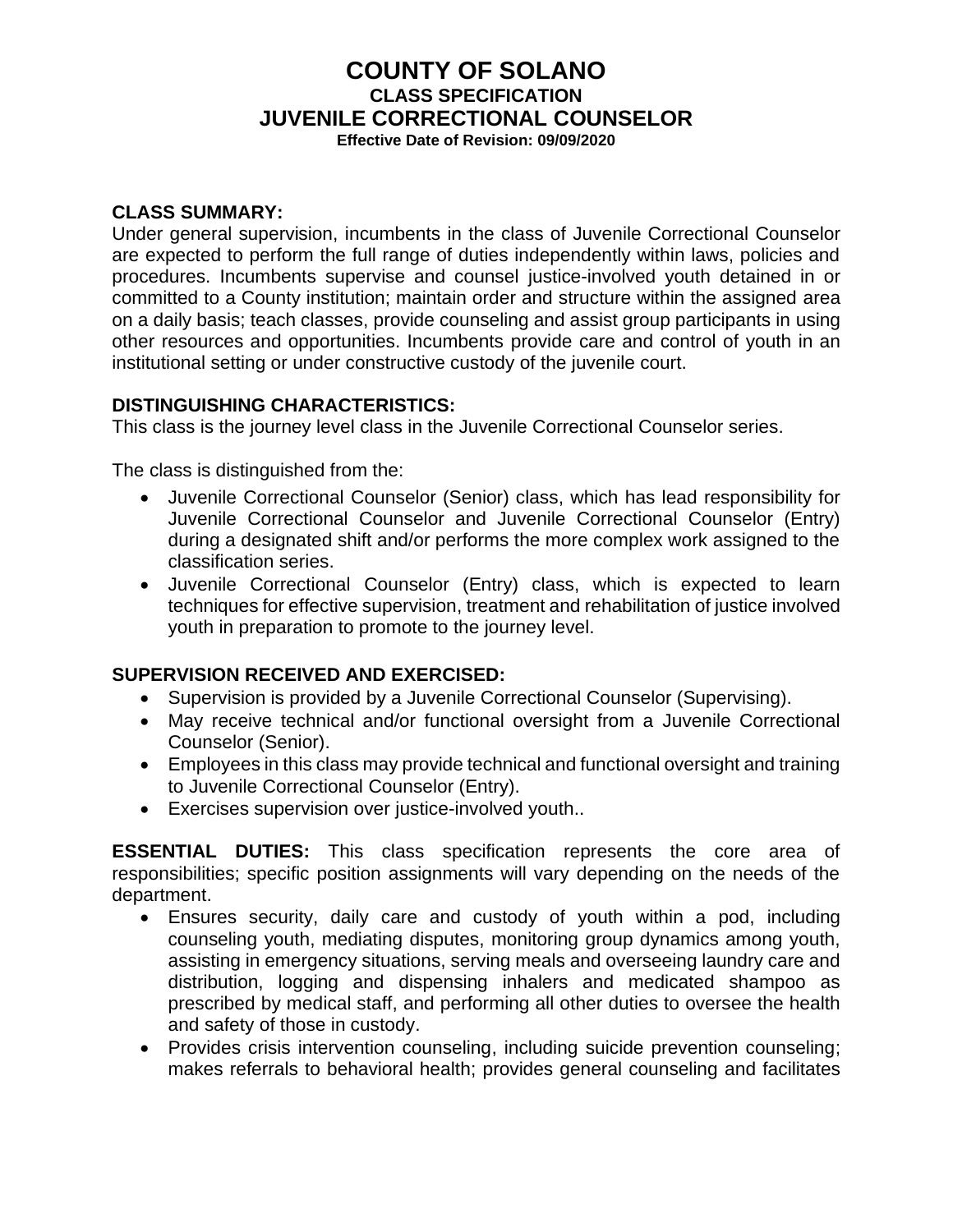# COUNTY OF SOLANO

## CLASS SPECIFICATION

## JUVENILE CORRECTIONAL COUNSELOR

**Effective Date of Revision: 09/09/2020**

**CLASS SUMMARY:**
Under general supervision, incumbents in the class of Juvenile Correctional Counselor are expected to perform the full range of duties independently within laws, policies and procedures. Incumbents supervise and counsel justice-involved youth detained in or committed to a County institution; maintain order and structure within the assigned area on a daily basis; teach classes, provide counseling and assist group participants in using other resources and opportunities. Incumbents provide care and control of youth in an institutional setting or under constructive custody of the juvenile court.

**DISTINGUISHING CHARACTERISTICS:**
This class is the journey level class in the Juvenile Correctional Counselor series.

The class is distinguished from the:

- Juvenile Correctional Counselor (Senior) class, which has lead responsibility for Juvenile Correctional Counselor and Juvenile Correctional Counselor (Entry) during a designated shift and/or performs the more complex work assigned to the classification series.
- Juvenile Correctional Counselor (Entry) class, which is expected to learn techniques for effective supervision, treatment and rehabilitation of justice involved youth in preparation to promote to the journey level.

**SUPERVISION RECEIVED AND EXERCISED:**

- Supervision is provided by a Juvenile Correctional Counselor (Supervising).
- May receive technical and/or functional oversight from a Juvenile Correctional Counselor (Senior).
- Employees in this class may provide technical and functional oversight and training to Juvenile Correctional Counselor (Entry).
- Exercises supervision over justice-involved youth..

**ESSENTIAL DUTIES:** This class specification represents the core area of responsibilities; specific position assignments will vary depending on the needs of the department.

- Ensures security, daily care and custody of youth within a pod, including counseling youth, mediating disputes, monitoring group dynamics among youth, assisting in emergency situations, serving meals and overseeing laundry care and distribution, logging and dispensing inhalers and medicated shampoo as prescribed by medical staff, and performing all other duties to oversee the health and safety of those in custody.
- Provides crisis intervention counseling, including suicide prevention counseling; makes referrals to behavioral health; provides general counseling and facilitates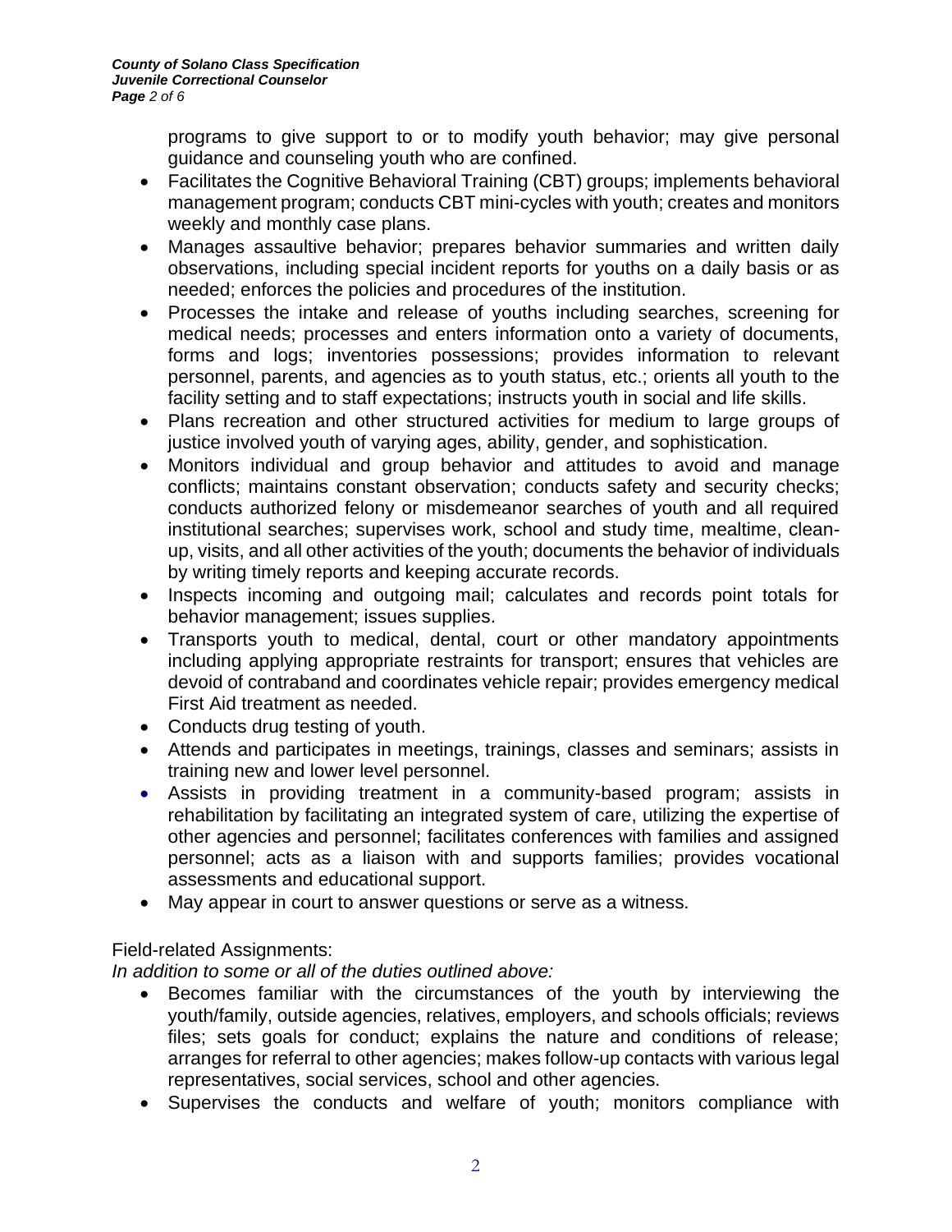programs to give support to or to modify youth behavior; may give personal guidance and counseling youth who are confined.

- Facilitates the Cognitive Behavioral Training (CBT) groups; implements behavioral management program; conducts CBT mini-cycles with youth; creates and monitors weekly and monthly case plans.
- Manages assaultive behavior; prepares behavior summaries and written daily observations, including special incident reports for youths on a daily basis or as needed; enforces the policies and procedures of the institution.
- Processes the intake and release of youths including searches, screening for medical needs; processes and enters information onto a variety of documents, forms and logs; inventories possessions; provides information to relevant personnel, parents, and agencies as to youth status, etc.; orients all youth to the facility setting and to staff expectations; instructs youth in social and life skills.
- Plans recreation and other structured activities for medium to large groups of justice involved youth of varying ages, ability, gender, and sophistication.
- Monitors individual and group behavior and attitudes to avoid and manage conflicts; maintains constant observation; conducts safety and security checks; conducts authorized felony or misdemeanor searches of youth and all required institutional searches; supervises work, school and study time, mealtime, clean-up, visits, and all other activities of the youth; documents the behavior of individuals by writing timely reports and keeping accurate records.
- Inspects incoming and outgoing mail; calculates and records point totals for behavior management; issues supplies.
- Transports youth to medical, dental, court or other mandatory appointments including applying appropriate restraints for transport; ensures that vehicles are devoid of contraband and coordinates vehicle repair; provides emergency medical First Aid treatment as needed.
- Conducts drug testing of youth.
- Attends and participates in meetings, trainings, classes and seminars; assists in training new and lower level personnel.
- Assists in providing treatment in a community-based program; assists in rehabilitation by facilitating an integrated system of care, utilizing the expertise of other agencies and personnel; facilitates conferences with families and assigned personnel; acts as a liaison with and supports families; provides vocational assessments and educational support.
- May appear in court to answer questions or serve as a witness.

Field-related Assignments:

*In addition to some or all of the duties outlined above:*

- Becomes familiar with the circumstances of the youth by interviewing the youth/family, outside agencies, relatives, employers, and schools officials; reviews files; sets goals for conduct; explains the nature and conditions of release; arranges for referral to other agencies; makes follow-up contacts with various legal representatives, social services, school and other agencies.
- Supervises the conducts and welfare of youth; monitors compliance with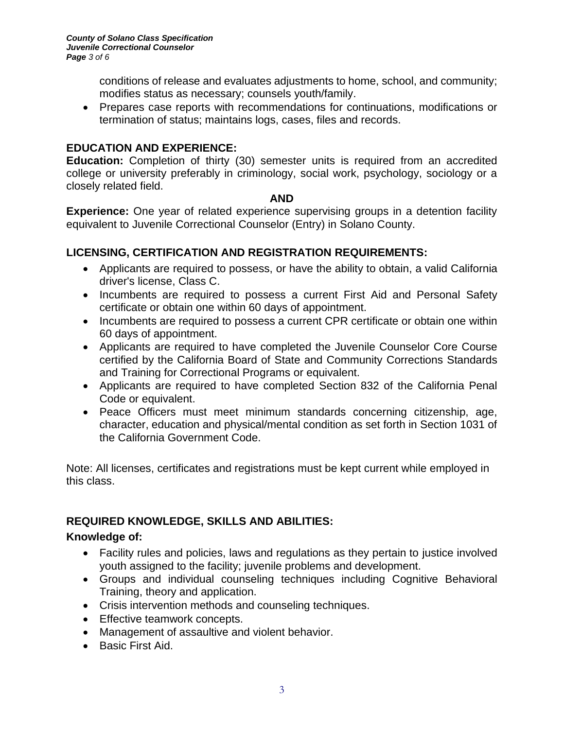conditions of release and evaluates adjustments to home, school, and community; modifies status as necessary; counsels youth/family.

- Prepares case reports with recommendations for continuations, modifications or termination of status; maintains logs, cases, files and records.

## EDUCATION AND EXPERIENCE:

**Education:** Completion of thirty (30) semester units is required from an accredited college or university preferably in criminology, social work, psychology, sociology or a closely related field.

**AND**

**Experience:** One year of related experience supervising groups in a detention facility equivalent to Juvenile Correctional Counselor (Entry) in Solano County.

## LICENSING, CERTIFICATION AND REGISTRATION REQUIREMENTS:

- Applicants are required to possess, or have the ability to obtain, a valid California driver's license, Class C.
- Incumbents are required to possess a current First Aid and Personal Safety certificate or obtain one within 60 days of appointment.
- Incumbents are required to possess a current CPR certificate or obtain one within 60 days of appointment.
- Applicants are required to have completed the Juvenile Counselor Core Course certified by the California Board of State and Community Corrections Standards and Training for Correctional Programs or equivalent.
- Applicants are required to have completed Section 832 of the California Penal Code or equivalent.
- Peace Officers must meet minimum standards concerning citizenship, age, character, education and physical/mental condition as set forth in Section 1031 of the California Government Code.

Note: All licenses, certificates and registrations must be kept current while employed in this class.

## REQUIRED KNOWLEDGE, SKILLS AND ABILITIES:

### Knowledge of:

- Facility rules and policies, laws and regulations as they pertain to justice involved youth assigned to the facility; juvenile problems and development.
- Groups and individual counseling techniques including Cognitive Behavioral Training, theory and application.
- Crisis intervention methods and counseling techniques.
- Effective teamwork concepts.
- Management of assaultive and violent behavior.
- Basic First Aid.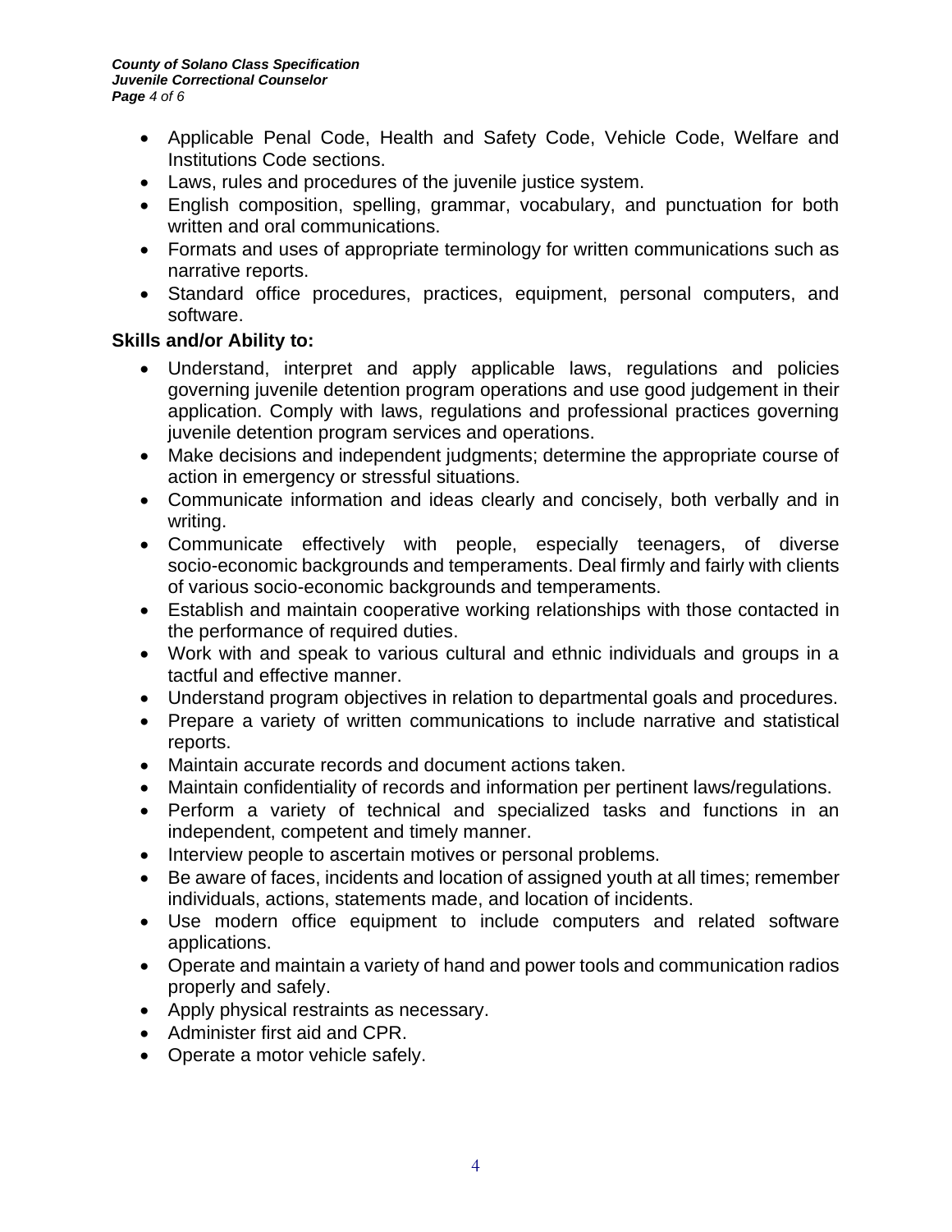- Applicable Penal Code, Health and Safety Code, Vehicle Code, Welfare and Institutions Code sections.
- Laws, rules and procedures of the juvenile justice system.
- English composition, spelling, grammar, vocabulary, and punctuation for both written and oral communications.
- Formats and uses of appropriate terminology for written communications such as narrative reports.
- Standard office procedures, practices, equipment, personal computers, and software.

**Skills and/or Ability to:**

- Understand, interpret and apply applicable laws, regulations and policies governing juvenile detention program operations and use good judgement in their application. Comply with laws, regulations and professional practices governing juvenile detention program services and operations.
- Make decisions and independent judgments; determine the appropriate course of action in emergency or stressful situations.
- Communicate information and ideas clearly and concisely, both verbally and in writing.
- Communicate effectively with people, especially teenagers, of diverse socio-economic backgrounds and temperaments. Deal firmly and fairly with clients of various socio-economic backgrounds and temperaments.
- Establish and maintain cooperative working relationships with those contacted in the performance of required duties.
- Work with and speak to various cultural and ethnic individuals and groups in a tactful and effective manner.
- Understand program objectives in relation to departmental goals and procedures.
- Prepare a variety of written communications to include narrative and statistical reports.
- Maintain accurate records and document actions taken.
- Maintain confidentiality of records and information per pertinent laws/regulations.
- Perform a variety of technical and specialized tasks and functions in an independent, competent and timely manner.
- Interview people to ascertain motives or personal problems.
- Be aware of faces, incidents and location of assigned youth at all times; remember individuals, actions, statements made, and location of incidents.
- Use modern office equipment to include computers and related software applications.
- Operate and maintain a variety of hand and power tools and communication radios properly and safely.
- Apply physical restraints as necessary.
- Administer first aid and CPR.
- Operate a motor vehicle safely.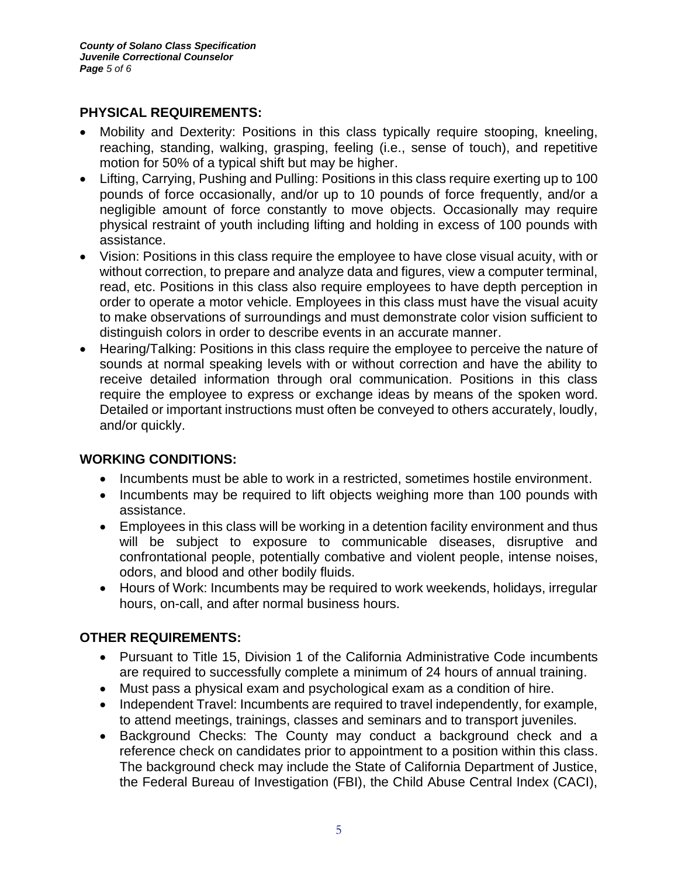## PHYSICAL REQUIREMENTS:

- Mobility and Dexterity: Positions in this class typically require stooping, kneeling, reaching, standing, walking, grasping, feeling (i.e., sense of touch), and repetitive motion for 50% of a typical shift but may be higher.
- Lifting, Carrying, Pushing and Pulling: Positions in this class require exerting up to 100 pounds of force occasionally, and/or up to 10 pounds of force frequently, and/or a negligible amount of force constantly to move objects. Occasionally may require physical restraint of youth including lifting and holding in excess of 100 pounds with assistance.
- Vision: Positions in this class require the employee to have close visual acuity, with or without correction, to prepare and analyze data and figures, view a computer terminal, read, etc. Positions in this class also require employees to have depth perception in order to operate a motor vehicle. Employees in this class must have the visual acuity to make observations of surroundings and must demonstrate color vision sufficient to distinguish colors in order to describe events in an accurate manner.
- Hearing/Talking: Positions in this class require the employee to perceive the nature of sounds at normal speaking levels with or without correction and have the ability to receive detailed information through oral communication. Positions in this class require the employee to express or exchange ideas by means of the spoken word. Detailed or important instructions must often be conveyed to others accurately, loudly, and/or quickly.

## WORKING CONDITIONS:

- Incumbents must be able to work in a restricted, sometimes hostile environment.
- Incumbents may be required to lift objects weighing more than 100 pounds with assistance.
- Employees in this class will be working in a detention facility environment and thus will be subject to exposure to communicable diseases, disruptive and confrontational people, potentially combative and violent people, intense noises, odors, and blood and other bodily fluids.
- Hours of Work: Incumbents may be required to work weekends, holidays, irregular hours, on-call, and after normal business hours.

## OTHER REQUIREMENTS:

- Pursuant to Title 15, Division 1 of the California Administrative Code incumbents are required to successfully complete a minimum of 24 hours of annual training.
- Must pass a physical exam and psychological exam as a condition of hire.
- Independent Travel: Incumbents are required to travel independently, for example, to attend meetings, trainings, classes and seminars and to transport juveniles.
- Background Checks: The County may conduct a background check and a reference check on candidates prior to appointment to a position within this class. The background check may include the State of California Department of Justice, the Federal Bureau of Investigation (FBI), the Child Abuse Central Index (CACI),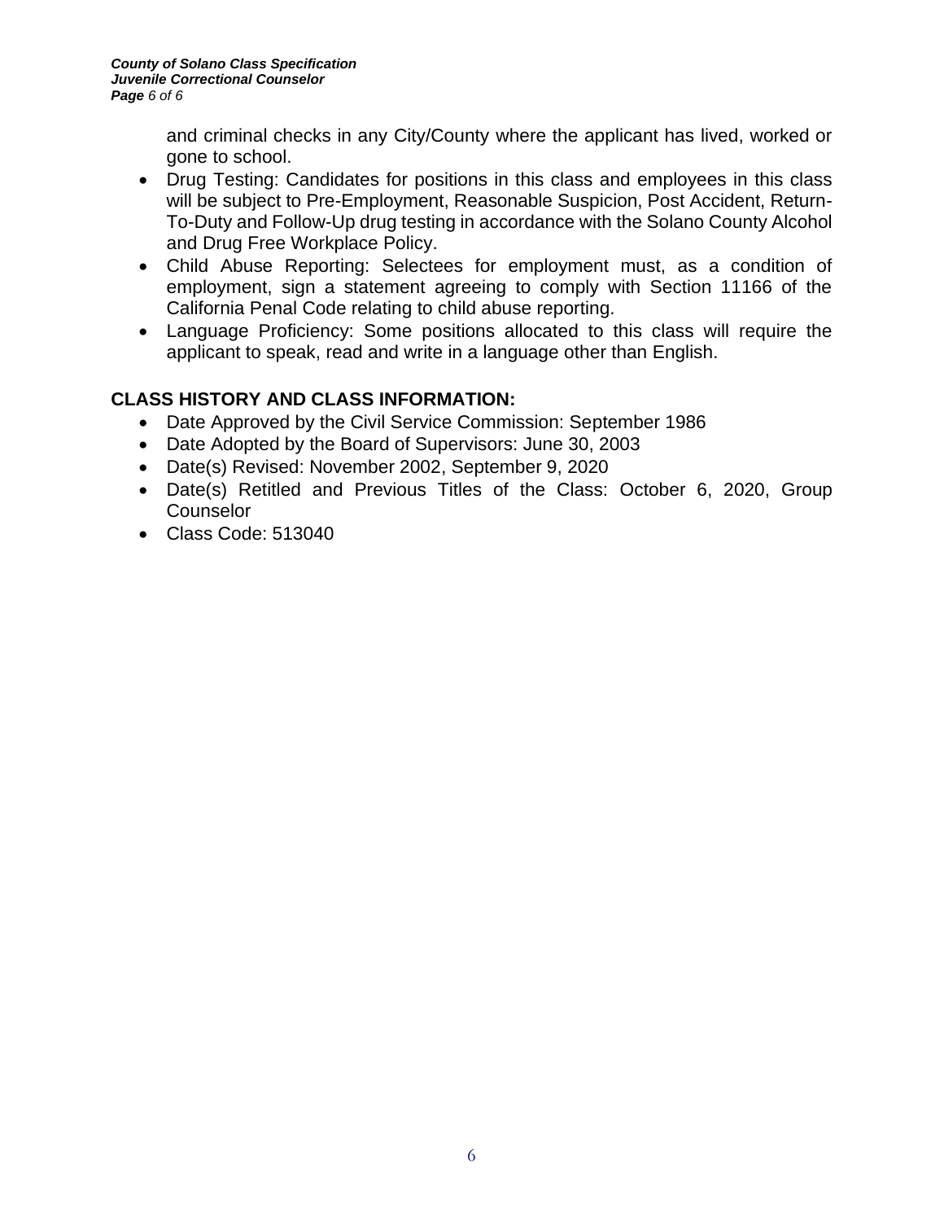and criminal checks in any City/County where the applicant has lived, worked or gone to school.

- Drug Testing: Candidates for positions in this class and employees in this class will be subject to Pre-Employment, Reasonable Suspicion, Post Accident, Return-To-Duty and Follow-Up drug testing in accordance with the Solano County Alcohol and Drug Free Workplace Policy.
- Child Abuse Reporting: Selectees for employment must, as a condition of employment, sign a statement agreeing to comply with Section 11166 of the California Penal Code relating to child abuse reporting.
- Language Proficiency: Some positions allocated to this class will require the applicant to speak, read and write in a language other than English.

## CLASS HISTORY AND CLASS INFORMATION:

- Date Approved by the Civil Service Commission: September 1986
- Date Adopted by the Board of Supervisors: June 30, 2003
- Date(s) Revised: November 2002, September 9, 2020
- Date(s) Retitled and Previous Titles of the Class: October 6, 2020, Group Counselor
- Class Code: 513040